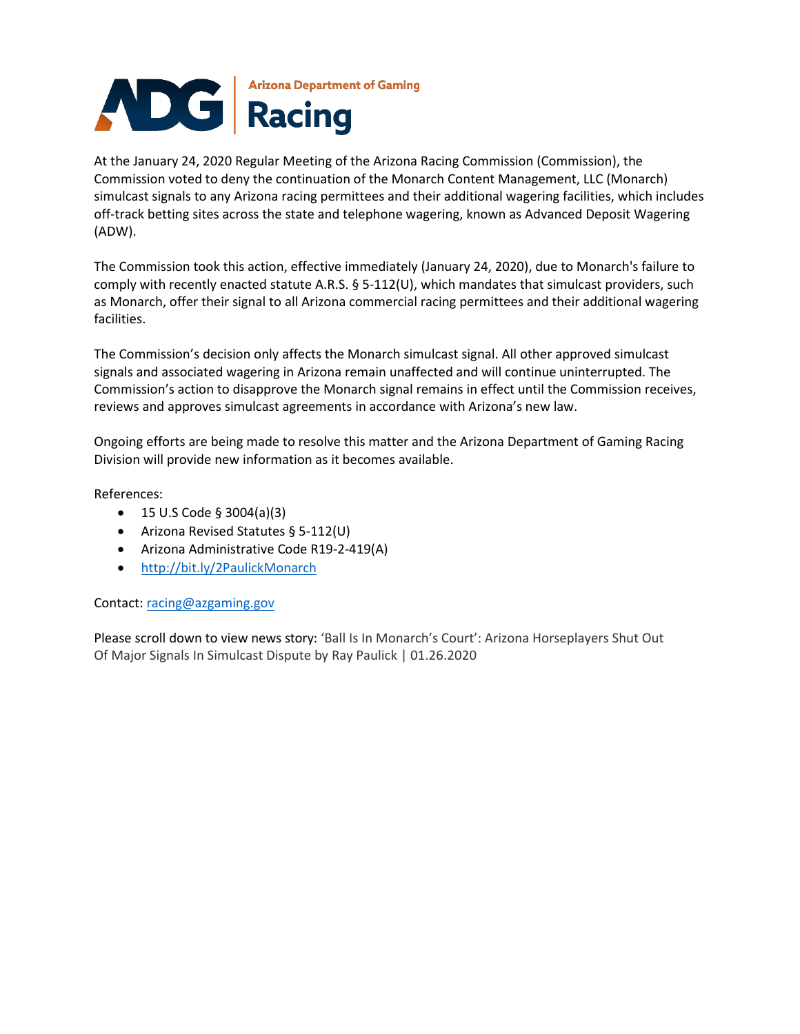**ADG | Arizona Department of Gaming**
# Racing

At the January 24, 2020 Regular Meeting of the Arizona Racing Commission (Commission), the Commission voted to deny the continuation of the Monarch Content Management, LLC (Monarch) simulcast signals to any Arizona racing permittees and their additional wagering facilities, which includes off-track betting sites across the state and telephone wagering, known as Advanced Deposit Wagering (ADW).

The Commission took this action, effective immediately (January 24, 2020), due to Monarch's failure to comply with recently enacted statute A.R.S. § 5-112(U), which mandates that simulcast providers, such as Monarch, offer their signal to all Arizona commercial racing permittees and their additional wagering facilities.

The Commission's decision only affects the Monarch simulcast signal. All other approved simulcast signals and associated wagering in Arizona remain unaffected and will continue uninterrupted. The Commission's action to disapprove the Monarch signal remains in effect until the Commission receives, reviews and approves simulcast agreements in accordance with Arizona's new law.

Ongoing efforts are being made to resolve this matter and the Arizona Department of Gaming Racing Division will provide new information as it becomes available.

References:

- 15 U.S Code § 3004(a)(3)
- Arizona Revised Statutes § 5-112(U)
- Arizona Administrative Code R19-2-419(A)
- [http://bit.ly/2PaulickMonarch](http://bit.ly/2PaulickMonarch)

Contact: [racing@azgaming.gov](mailto:racing@azgaming.gov)

Please scroll down to view news story: 'Ball Is In Monarch's Court': Arizona Horseplayers Shut Out Of Major Signals In Simulcast Dispute by Ray Paulick | 01.26.2020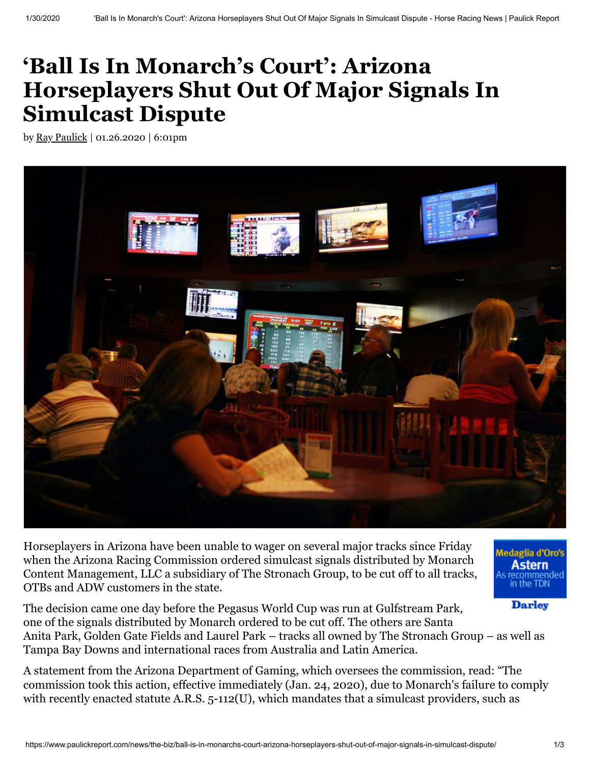# 'Ball Is In Monarch's Court': Arizona Horseplayers Shut Out Of Major Signals In Simulcast Dispute

by Ray Paulick | 01.26.2020 | 6:01pm

Horseplayers in Arizona have been unable to wager on several major tracks since Friday when the Arizona Racing Commission ordered simulcast signals distributed by Monarch Content Management, LLC a subsidiary of The Stronach Group, to be cut off to all tracks, OTBs and ADW customers in the state.

Medaglia d'Oro's **Astern** As recommended in the TDN **Darley**

The decision came one day before the Pegasus World Cup was run at Gulfstream Park, one of the signals distributed by Monarch ordered to be cut off. The others are Santa Anita Park, Golden Gate Fields and Laurel Park – tracks all owned by The Stronach Group – as well as Tampa Bay Downs and international races from Australia and Latin America.

A statement from the Arizona Department of Gaming, which oversees the commission, read: "The commission took this action, effective immediately (Jan. 24, 2020), due to Monarch's failure to comply with recently enacted statute A.R.S. 5-112(U), which mandates that a simulcast providers, such as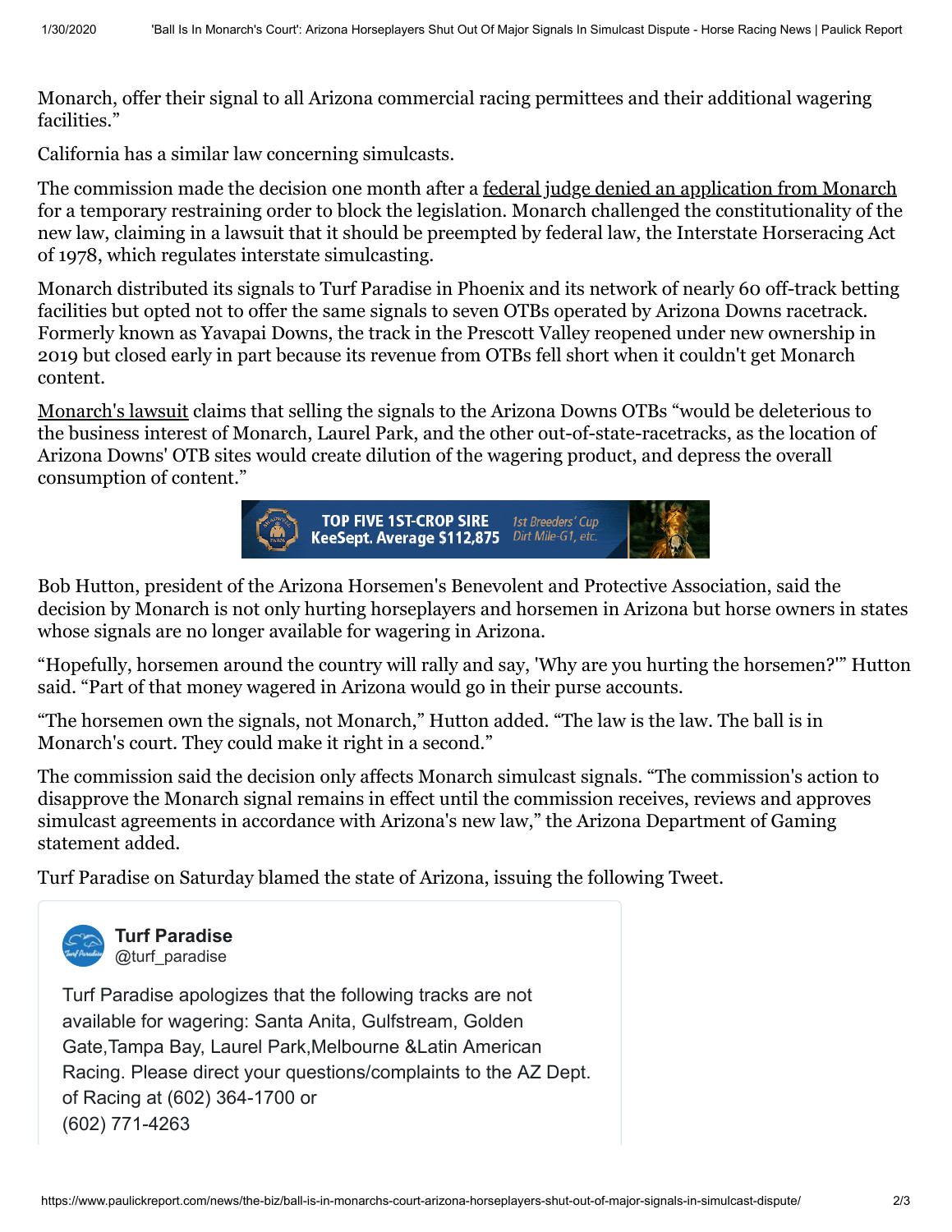Monarch, offer their signal to all Arizona commercial racing permittees and their additional wagering facilities."

California has a similar law concerning simulcasts.

The commission made the decision one month after a federal judge denied an application from Monarch for a temporary restraining order to block the legislation. Monarch challenged the constitutionality of the new law, claiming in a lawsuit that it should be preempted by federal law, the Interstate Horseracing Act of 1978, which regulates interstate simulcasting.

Monarch distributed its signals to Turf Paradise in Phoenix and its network of nearly 60 off-track betting facilities but opted not to offer the same signals to seven OTBs operated by Arizona Downs racetrack. Formerly known as Yavapai Downs, the track in the Prescott Valley reopened under new ownership in 2019 but closed early in part because its revenue from OTBs fell short when it couldn't get Monarch content.

Monarch's lawsuit claims that selling the signals to the Arizona Downs OTBs "would be deleterious to the business interest of Monarch, Laurel Park, and the other out-of-state-racetracks, as the location of Arizona Downs' OTB sites would create dilution of the wagering product, and depress the overall consumption of content."

Bob Hutton, president of the Arizona Horsemen's Benevolent and Protective Association, said the decision by Monarch is not only hurting horseplayers and horsemen in Arizona but horse owners in states whose signals are no longer available for wagering in Arizona.

"Hopefully, horsemen around the country will rally and say, 'Why are you hurting the horsemen?'" Hutton said. "Part of that money wagered in Arizona would go in their purse accounts.

"The horsemen own the signals, not Monarch," Hutton added. "The law is the law. The ball is in Monarch's court. They could make it right in a second."

The commission said the decision only affects Monarch simulcast signals. "The commission's action to disapprove the Monarch signal remains in effect until the commission receives, reviews and approves simulcast agreements in accordance with Arizona's new law," the Arizona Department of Gaming statement added.

Turf Paradise on Saturday blamed the state of Arizona, issuing the following Tweet.

> **Turf Paradise**
> @turf_paradise
>
> Turf Paradise apologizes that the following tracks are not available for wagering: Santa Anita, Gulfstream, Golden Gate,Tampa Bay, Laurel Park,Melbourne &Latin American Racing. Please direct your questions/complaints to the AZ Dept. of Racing at (602) 364-1700 or (602) 771-4263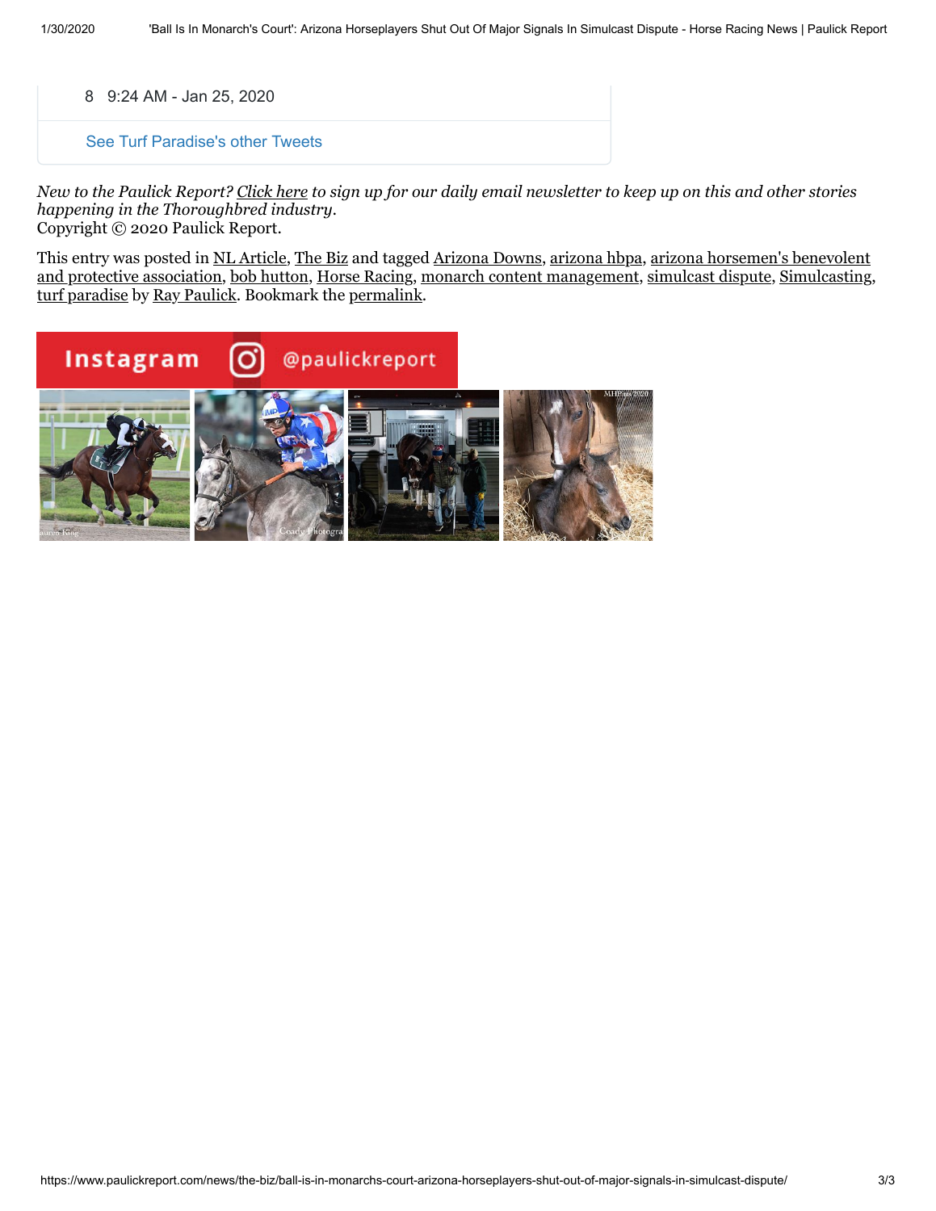8 9:24 AM - Jan 25, 2020

See Turf Paradise's other Tweets

*New to the Paulick Report? Click here to sign up for our daily email newsletter to keep up on this and other stories happening in the Thoroughbred industry.*

Copyright © 2020 Paulick Report.

This entry was posted in NL Article, The Biz and tagged Arizona Downs, arizona hbpa, arizona horsemen's benevolent and protective association, bob hutton, Horse Racing, monarch content management, simulcast dispute, Simulcasting, turf paradise by Ray Paulick. Bookmark the permalink.

Instagram @paulickreport